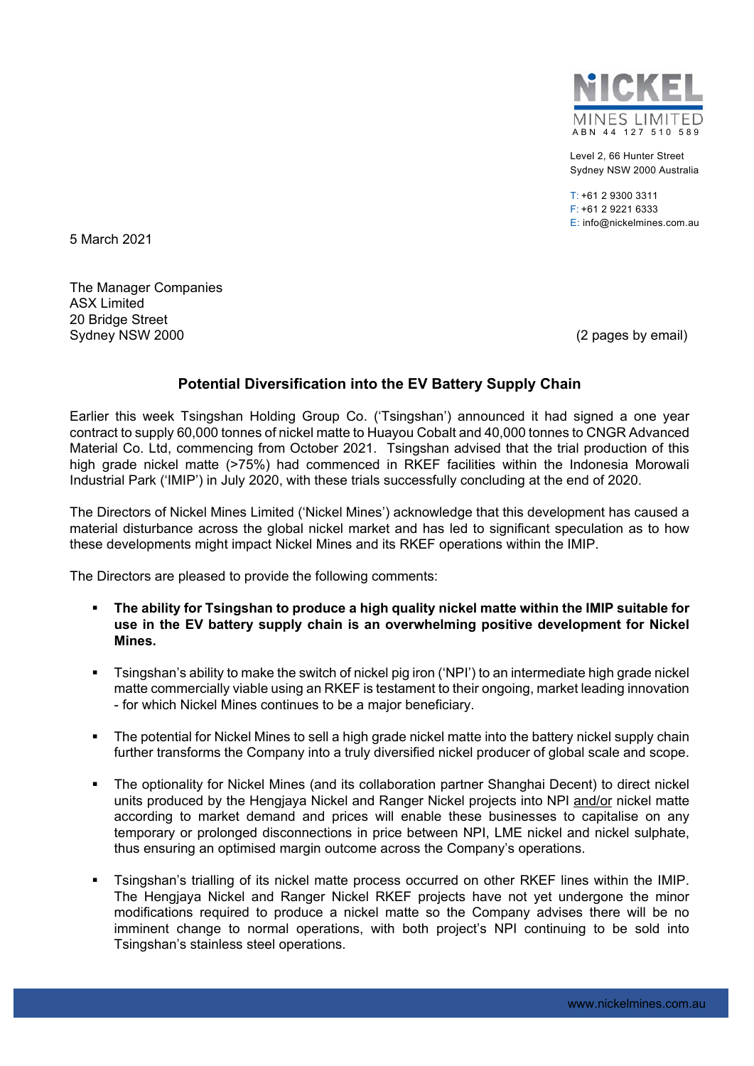NICKEL MINES LIMITED
ABN 44 127 510 589

Level 2, 66 Hunter Street
Sydney NSW 2000 Australia

T: +61 2 9300 3311
F: +61 2 9221 6333
E: info@nickelmines.com.au

5 March 2021

The Manager Companies
ASX Limited
20 Bridge Street
Sydney NSW 2000

(2 pages by email)

## Potential Diversification into the EV Battery Supply Chain

Earlier this week Tsingshan Holding Group Co. ('Tsingshan') announced it had signed a one year contract to supply 60,000 tonnes of nickel matte to Huayou Cobalt and 40,000 tonnes to CNGR Advanced Material Co. Ltd, commencing from October 2021. Tsingshan advised that the trial production of this high grade nickel matte (>75%) had commenced in RKEF facilities within the Indonesia Morowali Industrial Park ('IMIP') in July 2020, with these trials successfully concluding at the end of 2020.

The Directors of Nickel Mines Limited ('Nickel Mines') acknowledge that this development has caused a material disturbance across the global nickel market and has led to significant speculation as to how these developments might impact Nickel Mines and its RKEF operations within the IMIP.

The Directors are pleased to provide the following comments:

- **The ability for Tsingshan to produce a high quality nickel matte within the IMIP suitable for use in the EV battery supply chain is an overwhelming positive development for Nickel Mines.**

- Tsingshan's ability to make the switch of nickel pig iron ('NPI') to an intermediate high grade nickel matte commercially viable using an RKEF is testament to their ongoing, market leading innovation - for which Nickel Mines continues to be a major beneficiary.

- The potential for Nickel Mines to sell a high grade nickel matte into the battery nickel supply chain further transforms the Company into a truly diversified nickel producer of global scale and scope.

- The optionality for Nickel Mines (and its collaboration partner Shanghai Decent) to direct nickel units produced by the Hengjaya Nickel and Ranger Nickel projects into NPI and/or nickel matte according to market demand and prices will enable these businesses to capitalise on any temporary or prolonged disconnections in price between NPI, LME nickel and nickel sulphate, thus ensuring an optimised margin outcome across the Company's operations.

- Tsingshan's trialling of its nickel matte process occurred on other RKEF lines within the IMIP. The Hengjaya Nickel and Ranger Nickel RKEF projects have not yet undergone the minor modifications required to produce a nickel matte so the Company advises there will be no imminent change to normal operations, with both project's NPI continuing to be sold into Tsingshan's stainless steel operations.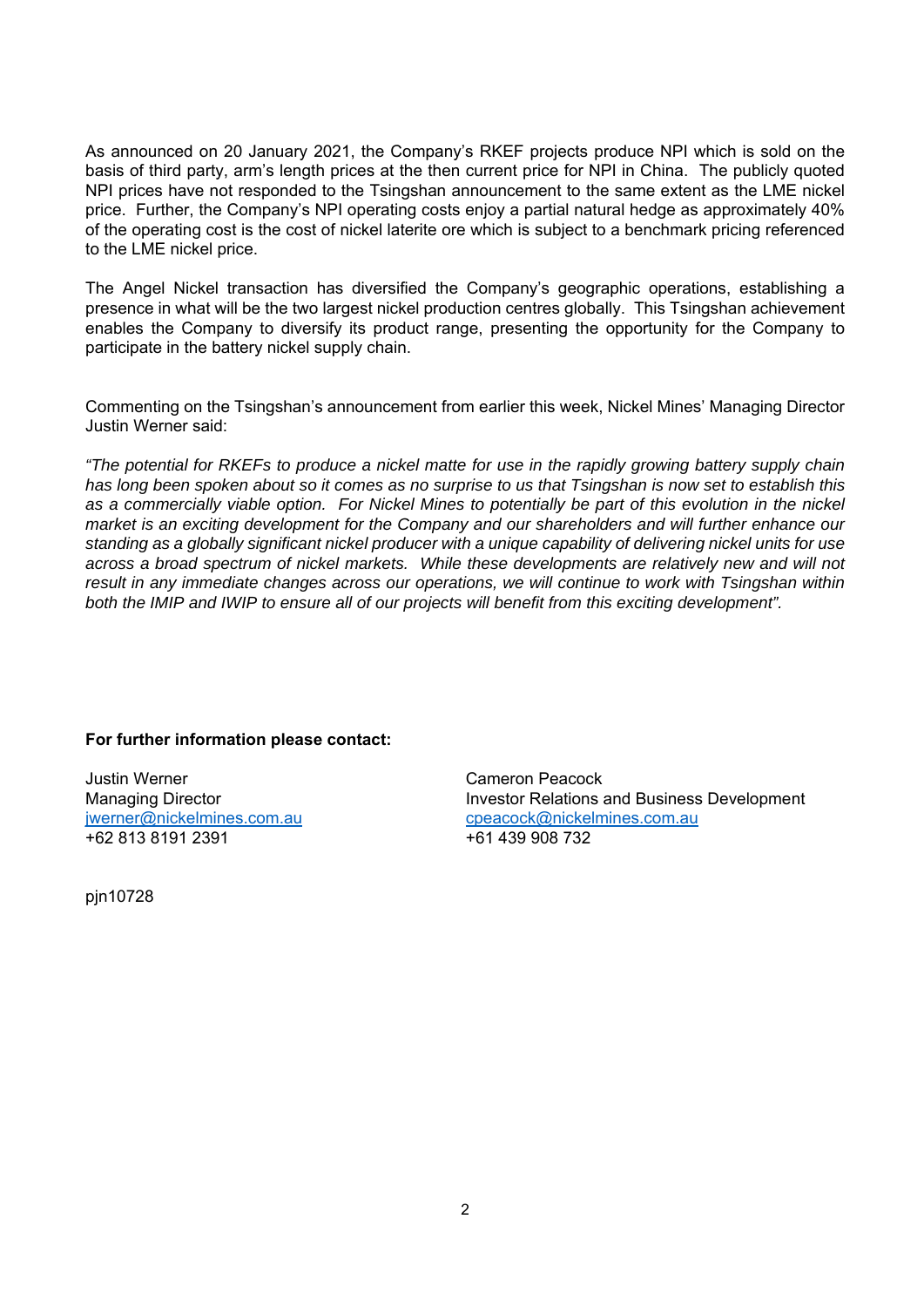As announced on 20 January 2021, the Company's RKEF projects produce NPI which is sold on the basis of third party, arm's length prices at the then current price for NPI in China. The publicly quoted NPI prices have not responded to the Tsingshan announcement to the same extent as the LME nickel price. Further, the Company's NPI operating costs enjoy a partial natural hedge as approximately 40% of the operating cost is the cost of nickel laterite ore which is subject to a benchmark pricing referenced to the LME nickel price.

The Angel Nickel transaction has diversified the Company's geographic operations, establishing a presence in what will be the two largest nickel production centres globally. This Tsingshan achievement enables the Company to diversify its product range, presenting the opportunity for the Company to participate in the battery nickel supply chain.

Commenting on the Tsingshan's announcement from earlier this week, Nickel Mines' Managing Director Justin Werner said:

*"The potential for RKEFs to produce a nickel matte for use in the rapidly growing battery supply chain has long been spoken about so it comes as no surprise to us that Tsingshan is now set to establish this as a commercially viable option. For Nickel Mines to potentially be part of this evolution in the nickel market is an exciting development for the Company and our shareholders and will further enhance our standing as a globally significant nickel producer with a unique capability of delivering nickel units for use across a broad spectrum of nickel markets. While these developments are relatively new and will not result in any immediate changes across our operations, we will continue to work with Tsingshan within both the IMIP and IWIP to ensure all of our projects will benefit from this exciting development".*

**For further information please contact:**

Justin Werner
Managing Director
jwerner@nickelmines.com.au
+62 813 8191 2391

Cameron Peacock
Investor Relations and Business Development
cpeacock@nickelmines.com.au
+61 439 908 732

pjn10728